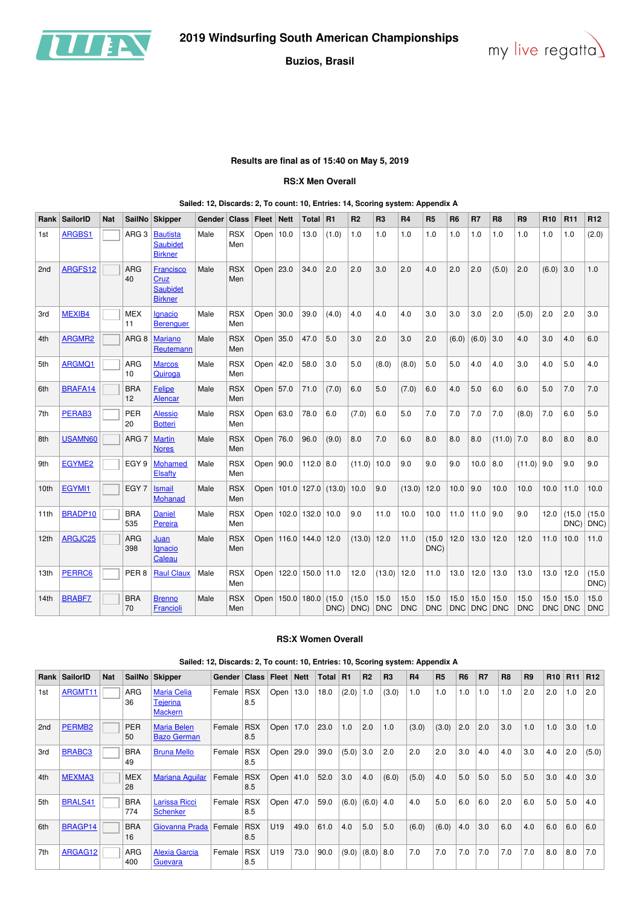# 2019 Windsurfing South American Championships

**Buzios, Brasil**

**Results are final as of 15:40 on May 5, 2019**

## RS:X Men Overall

**Sailed: 12, Discards: 2, To count: 10, Entries: 14, Scoring system: Appendix A**

| Rank | SailorID | Nat | SailNo | Skipper | Gender | Class | Fleet | Nett | Total | R1 | R2 | R3 | R4 | R5 | R6 | R7 | R8 | R9 | R10 | R11 | R12 |
|---|---|---|---|---|---|---|---|---|---|---|---|---|---|---|---|---|---|---|---|---|---|
| 1st | ARGBS1 | | ARG 3 | Bautista Saubidet Birkner | Male | RSX Men | Open | 10.0 | 13.0 | (1.0) | 1.0 | 1.0 | 1.0 | 1.0 | 1.0 | 1.0 | 1.0 | 1.0 | 1.0 | 1.0 | (2.0) |
| 2nd | ARGFS12 | | ARG 40 | Francisco Cruz Saubidet Birkner | Male | RSX Men | Open | 23.0 | 34.0 | 2.0 | 2.0 | 3.0 | 2.0 | 4.0 | 2.0 | 2.0 | (5.0) | 2.0 | (6.0) | 3.0 | 1.0 |
| 3rd | MEXIB4 | | MEX 11 | Ignacio Berenguer | Male | RSX Men | Open | 30.0 | 39.0 | (4.0) | 4.0 | 4.0 | 4.0 | 3.0 | 3.0 | 3.0 | 2.0 | (5.0) | 2.0 | 2.0 | 3.0 |
| 4th | ARGMR2 | | ARG 8 | Mariano Reutemann | Male | RSX Men | Open | 35.0 | 47.0 | 5.0 | 3.0 | 2.0 | 3.0 | 2.0 | (6.0) | (6.0) | 3.0 | 4.0 | 3.0 | 4.0 | 6.0 |
| 5th | ARGMQ1 | | ARG 10 | Marcos Quiroga | Male | RSX Men | Open | 42.0 | 58.0 | 3.0 | 5.0 | (8.0) | (8.0) | 5.0 | 5.0 | 4.0 | 4.0 | 3.0 | 4.0 | 5.0 | 4.0 |
| 6th | BRAFA14 | | BRA 12 | Felipe Alencar | Male | RSX Men | Open | 57.0 | 71.0 | (7.0) | 6.0 | 5.0 | (7.0) | 6.0 | 4.0 | 5.0 | 6.0 | 6.0 | 5.0 | 7.0 | 7.0 |
| 7th | PERAB3 | | PER 20 | Alessio Botteri | Male | RSX Men | Open | 63.0 | 78.0 | 6.0 | (7.0) | 6.0 | 5.0 | 7.0 | 7.0 | 7.0 | 7.0 | (8.0) | 7.0 | 6.0 | 5.0 |
| 8th | USAMN60 | | ARG 7 | Martin Nores | Male | RSX Men | Open | 76.0 | 96.0 | (9.0) | 8.0 | 7.0 | 6.0 | 8.0 | 8.0 | 8.0 | (11.0) | 7.0 | 8.0 | 8.0 | 8.0 |
| 9th | EGYME2 | | EGY 9 | Mohamed Elsafty | Male | RSX Men | Open | 90.0 | 112.0 | 8.0 | (11.0) | 10.0 | 9.0 | 9.0 | 9.0 | 10.0 | 8.0 | (11.0) | 9.0 | 9.0 | 9.0 |
| 10th | EGYMI1 | | EGY 7 | Ismail Mohanad | Male | RSX Men | Open | 101.0 | 127.0 | (13.0) | 10.0 | 9.0 | (13.0) | 12.0 | 10.0 | 9.0 | 10.0 | 10.0 | 10.0 | 11.0 | 10.0 |
| 11th | BRADP10 | | BRA 535 | Daniel Pereira | Male | RSX Men | Open | 102.0 | 132.0 | 10.0 | 9.0 | 11.0 | 10.0 | 10.0 | 11.0 | 11.0 | 9.0 | 9.0 | 12.0 | (15.0 DNC) | (15.0 DNC) |
| 12th | ARGJC25 | | ARG 398 | Juan Ignacio Caleau | Male | RSX Men | Open | 116.0 | 144.0 | 12.0 | (13.0) | 12.0 | 11.0 | (15.0 DNC) | 12.0 | 13.0 | 12.0 | 12.0 | 11.0 | 10.0 | 11.0 |
| 13th | PERRC6 | | PER 8 | Raul Claux | Male | RSX Men | Open | 122.0 | 150.0 | 11.0 | 12.0 | (13.0) | 12.0 | 11.0 | 13.0 | 12.0 | 13.0 | 13.0 | 13.0 | 12.0 | (15.0 DNC) |
| 14th | BRABF7 | | BRA 70 | Brenno Francioli | Male | RSX Men | Open | 150.0 | 180.0 | (15.0 DNC) | (15.0 DNC) | 15.0 DNC | 15.0 DNC | 15.0 DNC | 15.0 DNC | 15.0 DNC | 15.0 DNC | 15.0 DNC | 15.0 DNC | 15.0 DNC | 15.0 DNC |

## RS:X Women Overall

**Sailed: 12, Discards: 2, To count: 10, Entries: 10, Scoring system: Appendix A**

| Rank | SailorID | Nat | SailNo | Skipper | Gender | Class | Fleet | Nett | Total | R1 | R2 | R3 | R4 | R5 | R6 | R7 | R8 | R9 | R10 | R11 | R12 |
|---|---|---|---|---|---|---|---|---|---|---|---|---|---|---|---|---|---|---|---|---|---|
| 1st | ARGMT11 | | ARG 36 | Maria Celia Tejerina Mackern | Female | RSX 8.5 | Open | 13.0 | 18.0 | (2.0) | 1.0 | (3.0) | 1.0 | 1.0 | 1.0 | 1.0 | 1.0 | 2.0 | 2.0 | 1.0 | 2.0 |
| 2nd | PERMB2 | | PER 50 | Maria Belen Bazo German | Female | RSX 8.5 | Open | 17.0 | 23.0 | 1.0 | 2.0 | 1.0 | (3.0) | (3.0) | 2.0 | 2.0 | 3.0 | 1.0 | 1.0 | 3.0 | 1.0 |
| 3rd | BRABC3 | | BRA 49 | Bruna Mello | Female | RSX 8.5 | Open | 29.0 | 39.0 | (5.0) | 3.0 | 2.0 | 2.0 | 2.0 | 3.0 | 4.0 | 4.0 | 3.0 | 4.0 | 2.0 | (5.0) |
| 4th | MEXMA3 | | MEX 28 | Mariana Aguilar | Female | RSX 8.5 | Open | 41.0 | 52.0 | 3.0 | 4.0 | (6.0) | (5.0) | 4.0 | 5.0 | 5.0 | 5.0 | 5.0 | 3.0 | 4.0 | 3.0 |
| 5th | BRALS41 | | BRA 774 | Larissa Ricci Schenker | Female | RSX 8.5 | Open | 47.0 | 59.0 | (6.0) | (6.0) | 4.0 | 4.0 | 5.0 | 6.0 | 6.0 | 2.0 | 6.0 | 5.0 | 5.0 | 4.0 |
| 6th | BRAGP14 | | BRA 16 | Giovanna Prada | Female | RSX 8.5 | U19 | 49.0 | 61.0 | 4.0 | 5.0 | 5.0 | (6.0) | (6.0) | 4.0 | 3.0 | 6.0 | 4.0 | 6.0 | 6.0 | 6.0 |
| 7th | ARGAG12 | | ARG 400 | Alexia Garcia Guevara | Female | RSX 8.5 | U19 | 73.0 | 90.0 | (9.0) | (8.0) | 8.0 | 7.0 | 7.0 | 7.0 | 7.0 | 7.0 | 7.0 | 8.0 | 8.0 | 7.0 |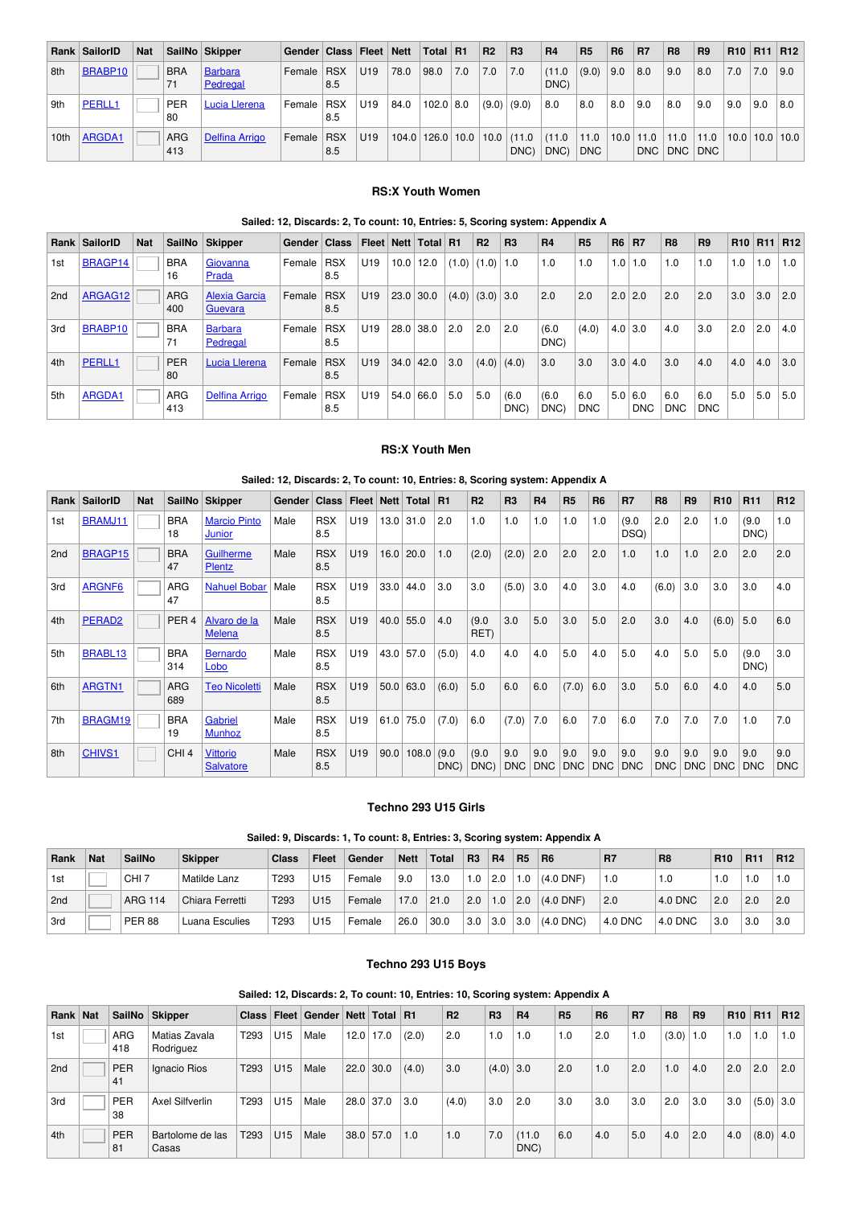| Rank | SailorID | Nat | SailNo | Skipper | Gender | Class | Fleet | Nett | Total | R1 | R2 | R3 | R4 | R5 | R6 | R7 | R8 | R9 | R10 | R11 | R12 |
|---|---|---|---|---|---|---|---|---|---|---|---|---|---|---|---|---|---|---|---|---|---|
| 8th | BRABP10 | | BRA 71 | Barbara Pedregal | Female | RSX 8.5 | U19 | 78.0 | 98.0 | 7.0 | 7.0 | 7.0 | (11.0 DNC) | (9.0) | 9.0 | 8.0 | 9.0 | 8.0 | 7.0 | 7.0 | 9.0 |
| 9th | PERLL1 | | PER 80 | Lucia Llerena | Female | RSX 8.5 | U19 | 84.0 | 102.0 | 8.0 | (9.0) | (9.0) | 8.0 | 8.0 | 8.0 | 9.0 | 8.0 | 9.0 | 9.0 | 9.0 | 8.0 |
| 10th | ARGDA1 | | ARG 413 | Delfina Arrigo | Female | RSX 8.5 | U19 | 104.0 | 126.0 | 10.0 | 10.0 | (11.0 DNC) | (11.0 DNC) | 11.0 DNC | 10.0 | 11.0 DNC | 11.0 DNC | 11.0 DNC | 10.0 | 10.0 | 10.0 |

### RS:X Youth Women

**Sailed: 12, Discards: 2, To count: 10, Entries: 5, Scoring system: Appendix A**

| Rank | SailorID | Nat | SailNo | Skipper | Gender | Class | Fleet | Nett | Total | R1 | R2 | R3 | R4 | R5 | R6 | R7 | R8 | R9 | R10 | R11 | R12 |
|---|---|---|---|---|---|---|---|---|---|---|---|---|---|---|---|---|---|---|---|---|---|
| 1st | BRAGP14 | | BRA 16 | Giovanna Prada | Female | RSX 8.5 | U19 | 10.0 | 12.0 | (1.0) | (1.0) | 1.0 | 1.0 | 1.0 | 1.0 | 1.0 | 1.0 | 1.0 | 1.0 | 1.0 | 1.0 |
| 2nd | ARGAG12 | | ARG 400 | Alexia Garcia Guevara | Female | RSX 8.5 | U19 | 23.0 | 30.0 | (4.0) | (3.0) | 3.0 | 2.0 | 2.0 | 2.0 | 2.0 | 2.0 | 2.0 | 3.0 | 3.0 | 2.0 |
| 3rd | BRABP10 | | BRA 71 | Barbara Pedregal | Female | RSX 8.5 | U19 | 28.0 | 38.0 | 2.0 | 2.0 | 2.0 | (6.0 DNC) | (4.0) | 4.0 | 3.0 | 4.0 | 3.0 | 2.0 | 2.0 | 4.0 |
| 4th | PERLL1 | | PER 80 | Lucia Llerena | Female | RSX 8.5 | U19 | 34.0 | 42.0 | 3.0 | (4.0) | (4.0) | 3.0 | 3.0 | 3.0 | 4.0 | 3.0 | 4.0 | 4.0 | 4.0 | 3.0 |
| 5th | ARGDA1 | | ARG 413 | Delfina Arrigo | Female | RSX 8.5 | U19 | 54.0 | 66.0 | 5.0 | 5.0 | (6.0 DNC) | (6.0 DNC) | 6.0 DNC | 5.0 | 6.0 DNC | 6.0 DNC | 6.0 DNC | 5.0 | 5.0 | 5.0 |

### RS:X Youth Men

**Sailed: 12, Discards: 2, To count: 10, Entries: 8, Scoring system: Appendix A**

| Rank | SailorID | Nat | SailNo | Skipper | Gender | Class | Fleet | Nett | Total | R1 | R2 | R3 | R4 | R5 | R6 | R7 | R8 | R9 | R10 | R11 | R12 |
|---|---|---|---|---|---|---|---|---|---|---|---|---|---|---|---|---|---|---|---|---|---|
| 1st | BRAMJ11 | | BRA 18 | Marcio Pinto Junior | Male | RSX 8.5 | U19 | 13.0 | 31.0 | 2.0 | 1.0 | 1.0 | 1.0 | 1.0 | 1.0 | (9.0 DSQ) | 2.0 | 2.0 | 1.0 | (9.0 DNC) | 1.0 |
| 2nd | BRAGP15 | | BRA 47 | Guilherme Plentz | Male | RSX 8.5 | U19 | 16.0 | 20.0 | 1.0 | (2.0) | (2.0) | 2.0 | 2.0 | 2.0 | 1.0 | 1.0 | 1.0 | 2.0 | 2.0 | 2.0 |
| 3rd | ARGNF6 | | ARG 47 | Nahuel Bobar | Male | RSX 8.5 | U19 | 33.0 | 44.0 | 3.0 | 3.0 | (5.0) | 3.0 | 4.0 | 3.0 | 4.0 | (6.0) | 3.0 | 3.0 | 3.0 | 4.0 |
| 4th | PERAD2 | | PER 4 | Alvaro de la Melena | Male | RSX 8.5 | U19 | 40.0 | 55.0 | 4.0 | (9.0 RET) | 3.0 | 5.0 | 3.0 | 5.0 | 2.0 | 3.0 | 4.0 | (6.0) | 5.0 | 6.0 |
| 5th | BRABL13 | | BRA 314 | Bernardo Lobo | Male | RSX 8.5 | U19 | 43.0 | 57.0 | (5.0) | 4.0 | 4.0 | 4.0 | 5.0 | 4.0 | 5.0 | 4.0 | 5.0 | 5.0 | (9.0 DNC) | 3.0 |
| 6th | ARGTN1 | | ARG 689 | Teo Nicoletti | Male | RSX 8.5 | U19 | 50.0 | 63.0 | (6.0) | 5.0 | 6.0 | 6.0 | (7.0) | 6.0 | 3.0 | 5.0 | 6.0 | 4.0 | 4.0 | 5.0 |
| 7th | BRAGM19 | | BRA 19 | Gabriel Munhoz | Male | RSX 8.5 | U19 | 61.0 | 75.0 | (7.0) | 6.0 | (7.0) | 7.0 | 6.0 | 7.0 | 6.0 | 7.0 | 7.0 | 7.0 | 1.0 | 7.0 |
| 8th | CHIVS1 | | CHI 4 | Vittorio Salvatore | Male | RSX 8.5 | U19 | 90.0 | 108.0 | (9.0 DNC) | (9.0 DNC) | 9.0 DNC | 9.0 DNC | 9.0 DNC | 9.0 DNC | 9.0 DNC | 9.0 DNC | 9.0 DNC | 9.0 DNC | 9.0 DNC | 9.0 DNC |

### Techno 293 U15 Girls

**Sailed: 9, Discards: 1, To count: 8, Entries: 3, Scoring system: Appendix A**

| Rank | Nat | SailNo | Skipper | Class | Fleet | Gender | Nett | Total | R3 | R4 | R5 | R6 | R7 | R8 | R10 | R11 | R12 |
|---|---|---|---|---|---|---|---|---|---|---|---|---|---|---|---|---|---|
| 1st | | CHI 7 | Matilde Lanz | T293 | U15 | Female | 9.0 | 13.0 | 1.0 | 2.0 | 1.0 | (4.0 DNF) | 1.0 | 1.0 | 1.0 | 1.0 | 1.0 |
| 2nd | | ARG 114 | Chiara Ferretti | T293 | U15 | Female | 17.0 | 21.0 | 2.0 | 1.0 | 2.0 | (4.0 DNF) | 2.0 | 4.0 DNC | 2.0 | 2.0 | 2.0 |
| 3rd | | PER 88 | Luana Esculies | T293 | U15 | Female | 26.0 | 30.0 | 3.0 | 3.0 | 3.0 | (4.0 DNC) | 4.0 DNC | 4.0 DNC | 3.0 | 3.0 | 3.0 |

### Techno 293 U15 Boys

**Sailed: 12, Discards: 2, To count: 10, Entries: 4, Scoring system: Appendix A**

| Rank | Nat | SailNo | Skipper | Class | Fleet | Gender | Nett | Total | R1 | R2 | R3 | R4 | R5 | R6 | R7 | R8 | R9 | R10 | R11 | R12 |
|---|---|---|---|---|---|---|---|---|---|---|---|---|---|---|---|---|---|---|---|---|
| 1st | | ARG 418 | Matias Zavala Rodriguez | T293 | U15 | Male | 12.0 | 17.0 | (2.0) | 2.0 | 1.0 | 1.0 | 1.0 | 2.0 | 1.0 | (3.0) | 1.0 | 1.0 | 1.0 | 1.0 |
| 2nd | | PER 41 | Ignacio Rios | T293 | U15 | Male | 22.0 | 30.0 | (4.0) | 3.0 | (4.0) | 3.0 | 2.0 | 1.0 | 2.0 | 1.0 | 4.0 | 2.0 | 2.0 | 2.0 |
| 3rd | | PER 38 | Axel Silfverlin | T293 | U15 | Male | 28.0 | 37.0 | 3.0 | (4.0) | 3.0 | 2.0 | 3.0 | 3.0 | 3.0 | 2.0 | 3.0 | 3.0 | (5.0) | 3.0 |
| 4th | | PER 81 | Bartolome de las Casas | T293 | U15 | Male | 38.0 | 57.0 | 1.0 | 1.0 | 7.0 | (11.0 DNC) | 6.0 | 4.0 | 5.0 | 4.0 | 2.0 | 4.0 | (8.0) | 4.0 |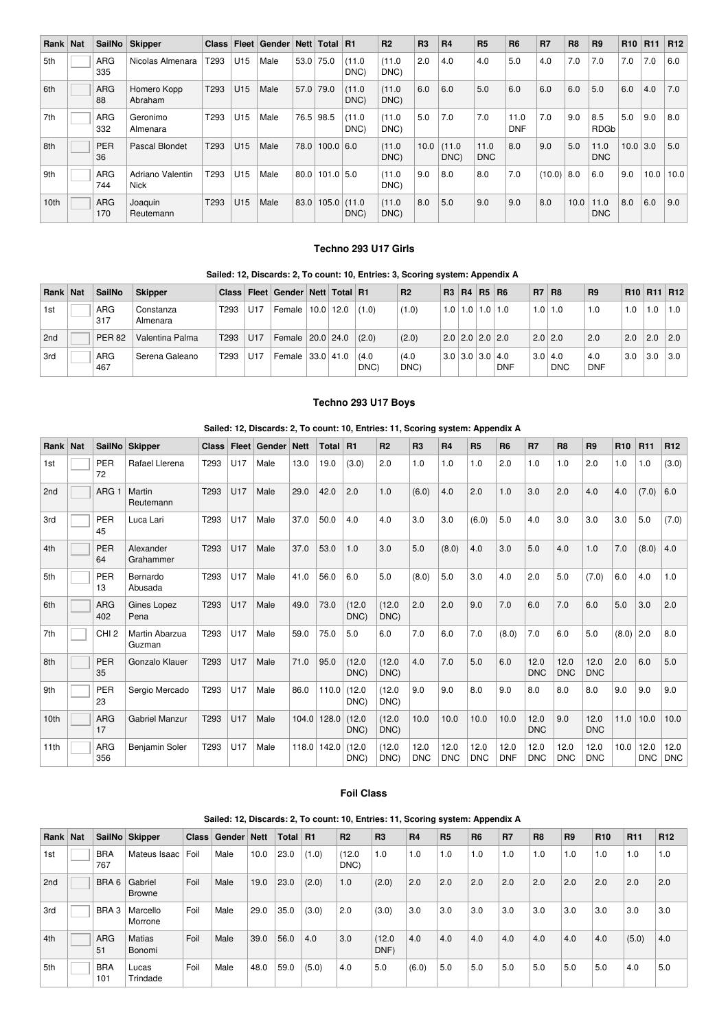| Rank | Nat | SailNo | Skipper | Class | Fleet | Gender | Nett | Total | R1 | R2 | R3 | R4 | R5 | R6 | R7 | R8 | R9 | R10 | R11 | R12 |
|---|---|---|---|---|---|---|---|---|---|---|---|---|---|---|---|---|---|---|---|---|
| 5th | | ARG 335 | Nicolas Almenara | T293 | U15 | Male | 53.0 | 75.0 | (11.0 DNC) | (11.0 DNC) | 2.0 | 4.0 | 4.0 | 5.0 | 4.0 | 7.0 | 7.0 | 7.0 | 7.0 | 6.0 |
| 6th | | ARG 88 | Homero Kopp Abraham | T293 | U15 | Male | 57.0 | 79.0 | (11.0 DNC) | (11.0 DNC) | 6.0 | 6.0 | 5.0 | 6.0 | 6.0 | 6.0 | 5.0 | 6.0 | 4.0 | 7.0 |
| 7th | | ARG 332 | Geronimo Almenara | T293 | U15 | Male | 76.5 | 98.5 | (11.0 DNC) | (11.0 DNC) | 5.0 | 7.0 | 7.0 | 11.0 DNF | 7.0 | 9.0 | 8.5 RDGb | 5.0 | 9.0 | 8.0 |
| 8th | | PER 36 | Pascal Blondet | T293 | U15 | Male | 78.0 | 100.0 | 6.0 | (11.0 DNC) | 10.0 | (11.0 DNC) | 11.0 DNC | 8.0 | 9.0 | 5.0 | 11.0 DNC | 10.0 | 3.0 | 5.0 |
| 9th | | ARG 744 | Adriano Valentin Nick | T293 | U15 | Male | 80.0 | 101.0 | 5.0 | (11.0 DNC) | 9.0 | 8.0 | 8.0 | 7.0 | (10.0) | 8.0 | 6.0 | 9.0 | 10.0 | 10.0 |
| 10th | | ARG 170 | Joaquin Reutemann | T293 | U15 | Male | 83.0 | 105.0 | (11.0 DNC) | (11.0 DNC) | 8.0 | 5.0 | 9.0 | 9.0 | 8.0 | 10.0 | 11.0 DNC | 8.0 | 6.0 | 9.0 |

### Techno 293 U17 Girls

**Sailed: 12, Discards: 2, To count: 10, Entries: 3, Scoring system: Appendix A**

| Rank | Nat | SailNo | Skipper | Class | Fleet | Gender | Nett | Total | R1 | R2 | R3 | R4 | R5 | R6 | R7 | R8 | R9 | R10 | R11 | R12 |
|---|---|---|---|---|---|---|---|---|---|---|---|---|---|---|---|---|---|---|---|---|
| 1st | | ARG 317 | Constanza Almenara | T293 | U17 | Female | 10.0 | 12.0 | (1.0) | (1.0) | 1.0 | 1.0 | 1.0 | 1.0 | 1.0 | 1.0 | 1.0 | 1.0 | 1.0 | 1.0 |
| 2nd | | PER 82 | Valentina Palma | T293 | U17 | Female | 20.0 | 24.0 | (2.0) | (2.0) | 2.0 | 2.0 | 2.0 | 2.0 | 2.0 | 2.0 | 2.0 | 2.0 | 2.0 | 2.0 |
| 3rd | | ARG 467 | Serena Galeano | T293 | U17 | Female | 33.0 | 41.0 | (4.0 DNC) | (4.0 DNC) | 3.0 | 3.0 | 3.0 | 4.0 DNF | 3.0 | 4.0 DNC | 4.0 DNF | 3.0 | 3.0 | 3.0 |

### Techno 293 U17 Boys

**Sailed: 12, Discards: 2, To count: 10, Entries: 11, Scoring system: Appendix A**

| Rank | Nat | SailNo | Skipper | Class | Fleet | Gender | Nett | Total | R1 | R2 | R3 | R4 | R5 | R6 | R7 | R8 | R9 | R10 | R11 | R12 |
|---|---|---|---|---|---|---|---|---|---|---|---|---|---|---|---|---|---|---|---|---|
| 1st | | PER 72 | Rafael Llerena | T293 | U17 | Male | 13.0 | 19.0 | (3.0) | 2.0 | 1.0 | 1.0 | 1.0 | 2.0 | 1.0 | 1.0 | 2.0 | 1.0 | 1.0 | (3.0) |
| 2nd | | ARG 1 | Martin Reutemann | T293 | U17 | Male | 29.0 | 42.0 | 2.0 | 1.0 | (6.0) | 4.0 | 2.0 | 1.0 | 3.0 | 2.0 | 4.0 | 4.0 | (7.0) | 6.0 |
| 3rd | | PER 45 | Luca Lari | T293 | U17 | Male | 37.0 | 50.0 | 4.0 | 4.0 | 3.0 | 3.0 | (6.0) | 5.0 | 4.0 | 3.0 | 3.0 | 3.0 | 5.0 | (7.0) |
| 4th | | PER 64 | Alexander Grahammer | T293 | U17 | Male | 37.0 | 53.0 | 1.0 | 3.0 | 5.0 | (8.0) | 4.0 | 3.0 | 5.0 | 4.0 | 1.0 | 7.0 | (8.0) | 4.0 |
| 5th | | PER 13 | Bernardo Abusada | T293 | U17 | Male | 41.0 | 56.0 | 6.0 | 5.0 | (8.0) | 5.0 | 3.0 | 4.0 | 2.0 | 5.0 | (7.0) | 6.0 | 4.0 | 1.0 |
| 6th | | ARG 402 | Gines Lopez Pena | T293 | U17 | Male | 49.0 | 73.0 | (12.0 DNC) | (12.0 DNC) | 2.0 | 2.0 | 9.0 | 7.0 | 6.0 | 7.0 | 6.0 | 5.0 | 3.0 | 2.0 |
| 7th | | CHI 2 | Martin Abarzua Guzman | T293 | U17 | Male | 59.0 | 75.0 | 5.0 | 6.0 | 7.0 | 6.0 | 7.0 | (8.0) | 7.0 | 6.0 | 5.0 | (8.0) | 2.0 | 8.0 |
| 8th | | PER 35 | Gonzalo Klauer | T293 | U17 | Male | 71.0 | 95.0 | (12.0 DNC) | (12.0 DNC) | 4.0 | 7.0 | 5.0 | 6.0 | 12.0 DNC | 12.0 DNC | 12.0 DNC | 2.0 | 6.0 | 5.0 |
| 9th | | PER 23 | Sergio Mercado | T293 | U17 | Male | 86.0 | 110.0 | (12.0 DNC) | (12.0 DNC) | 9.0 | 9.0 | 8.0 | 9.0 | 8.0 | 8.0 | 8.0 | 9.0 | 9.0 | 9.0 |
| 10th | | ARG 17 | Gabriel Manzur | T293 | U17 | Male | 104.0 | 128.0 | (12.0 DNC) | (12.0 DNC) | 10.0 | 10.0 | 10.0 | 10.0 | 12.0 DNC | 9.0 | 12.0 DNC | 11.0 | 10.0 | 10.0 |
| 11th | | ARG 356 | Benjamin Soler | T293 | U17 | Male | 118.0 | 142.0 | (12.0 DNC) | (12.0 DNC) | 12.0 DNC | 12.0 DNC | 12.0 DNC | 12.0 DNF | 12.0 DNC | 12.0 DNC | 12.0 DNC | 10.0 | 12.0 DNC | 12.0 DNC |

### Foil Class

**Sailed: 12, Discards: 2, To count: 10, Entries: 11, Scoring system: Appendix A**

| Rank | Nat | SailNo | Skipper | Class | Gender | Nett | Total | R1 | R2 | R3 | R4 | R5 | R6 | R7 | R8 | R9 | R10 | R11 | R12 |
|---|---|---|---|---|---|---|---|---|---|---|---|---|---|---|---|---|---|---|---|
| 1st | | BRA 767 | Mateus Isaac | Foil | Male | 10.0 | 23.0 | (1.0) | (12.0 DNC) | 1.0 | 1.0 | 1.0 | 1.0 | 1.0 | 1.0 | 1.0 | 1.0 | 1.0 | 1.0 |
| 2nd | | BRA 6 | Gabriel Browne | Foil | Male | 19.0 | 23.0 | (2.0) | 1.0 | (2.0) | 2.0 | 2.0 | 2.0 | 2.0 | 2.0 | 2.0 | 2.0 | 2.0 | 2.0 |
| 3rd | | BRA 3 | Marcello Morrone | Foil | Male | 29.0 | 35.0 | (3.0) | 2.0 | (3.0) | 3.0 | 3.0 | 3.0 | 3.0 | 3.0 | 3.0 | 3.0 | 3.0 | 3.0 |
| 4th | | ARG 51 | Matias Bonomi | Foil | Male | 39.0 | 56.0 | 4.0 | 3.0 | (12.0 DNF) | 4.0 | 4.0 | 4.0 | 4.0 | 4.0 | 4.0 | 4.0 | (5.0) | 4.0 |
| 5th | | BRA 101 | Lucas Trindade | Foil | Male | 48.0 | 59.0 | (5.0) | 4.0 | 5.0 | (6.0) | 5.0 | 5.0 | 5.0 | 5.0 | 5.0 | 5.0 | 4.0 | 5.0 |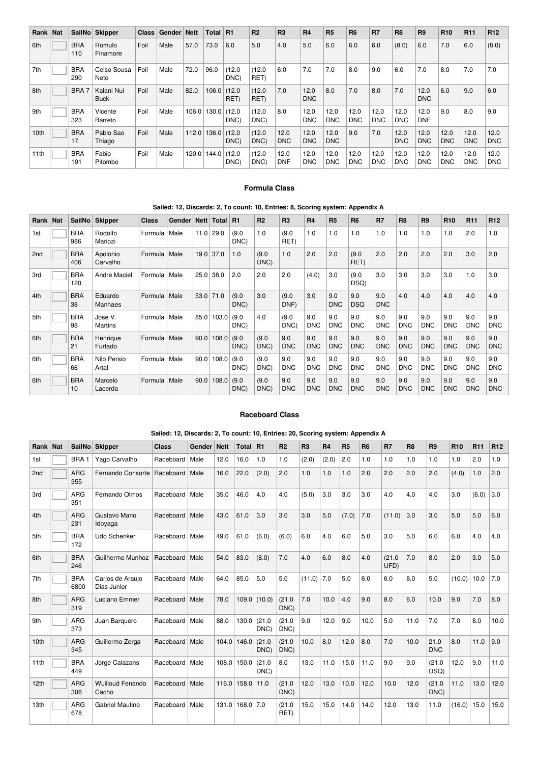| Rank | Nat | SailNo | Skipper | Class | Gender | Nett | Total | R1 | R2 | R3 | R4 | R5 | R6 | R7 | R8 | R9 | R10 | R11 | R12 |
|---|---|---|---|---|---|---|---|---|---|---|---|---|---|---|---|---|---|---|---|
| 6th | | BRA 110 | Romulo Finamore | Foil | Male | 57.0 | 73.0 | 6.0 | 5.0 | 4.0 | 5.0 | 6.0 | 6.0 | 6.0 | (8.0) | 6.0 | 7.0 | 6.0 | (8.0) |
| 7th | | BRA 290 | Celso Sousa Neto | Foil | Male | 72.0 | 96.0 | (12.0 DNC) | (12.0 RET) | 6.0 | 7.0 | 7.0 | 8.0 | 9.0 | 6.0 | 7.0 | 8.0 | 7.0 | 7.0 |
| 8th | | BRA 7 | Kalani Nui Buck | Foil | Male | 82.0 | 106.0 | (12.0 RET) | (12.0 RET) | 7.0 | 12.0 DNC | 8.0 | 7.0 | 8.0 | 7.0 | 12.0 DNC | 6.0 | 9.0 | 6.0 |
| 9th | | BRA 323 | Vicente Barreto | Foil | Male | 106.0 | 130.0 | (12.0 DNC) | (12.0 DNC) | 8.0 | 12.0 DNC | 12.0 DNC | 12.0 DNC | 12.0 DNC | 12.0 DNC | 12.0 DNF | 9.0 | 8.0 | 9.0 |
| 10th | | BRA 17 | Pablo Sao Thiago | Foil | Male | 112.0 | 136.0 | (12.0 DNC) | (12.0 DNC) | 12.0 DNC | 12.0 DNC | 12.0 DNC | 9.0 | 7.0 | 12.0 DNC | 12.0 DNC | 12.0 DNC | 12.0 DNC | 12.0 DNC |
| 11th | | BRA 191 | Fabio Pitombo | Foil | Male | 120.0 | 144.0 | (12.0 DNC) | (12.0 DNC) | 12.0 DNF | 12.0 DNC | 12.0 DNC | 12.0 DNC | 12.0 DNC | 12.0 DNC | 12.0 DNC | 12.0 DNC | 12.0 DNC | 12.0 DNC |

### Formula Class

**Sailed: 12, Discards: 2, To count: 10, Entries: 8, Scoring system: Appendix A**

| Rank | Nat | SailNo | Skipper | Class | Gender | Nett | Total | R1 | R2 | R3 | R4 | R5 | R6 | R7 | R8 | R9 | R10 | R11 | R12 |
|---|---|---|---|---|---|---|---|---|---|---|---|---|---|---|---|---|---|---|---|
| 1st | | BRA 986 | Rodolfo Mariozi | Formula | Male | 11.0 | 29.0 | (9.0 DNC) | 1.0 | (9.0 RET) | 1.0 | 1.0 | 1.0 | 1.0 | 1.0 | 1.0 | 1.0 | 2.0 | 1.0 |
| 2nd | | BRA 406 | Apolonio Carvalho | Formula | Male | 19.0 | 37.0 | 1.0 | (9.0 DNC) | 1.0 | 2.0 | 2.0 | (9.0 RET) | 2.0 | 2.0 | 2.0 | 2.0 | 3.0 | 2.0 |
| 3rd | | BRA 120 | Andre Maciel | Formula | Male | 25.0 | 38.0 | 2.0 | 2.0 | 2.0 | (4.0) | 3.0 | (9.0 DSQ) | 3.0 | 3.0 | 3.0 | 3.0 | 1.0 | 3.0 |
| 4th | | BRA 38 | Eduardo Manhaes | Formula | Male | 53.0 | 71.0 | (9.0 DNC) | 3.0 | (9.0 DNF) | 3.0 | 9.0 DNC | 9.0 DSQ | 9.0 DNC | 4.0 | 4.0 | 4.0 | 4.0 | 4.0 |
| 5th | | BRA 98 | Jose V. Martins | Formula | Male | 85.0 | 103.0 | (9.0 DNC) | 4.0 | (9.0 DNC) | 9.0 DNC | 9.0 DNC | 9.0 DNC | 9.0 DNC | 9.0 DNC | 9.0 DNC | 9.0 DNC | 9.0 DNC | 9.0 DNC |
| 6th | | BRA 21 | Henrique Furtado | Formula | Male | 90.0 | 108.0 | (9.0 DNC) | (9.0 DNC) | 9.0 DNC | 9.0 DNC | 9.0 DNC | 9.0 DNC | 9.0 DNC | 9.0 DNC | 9.0 DNC | 9.0 DNC | 9.0 DNC | 9.0 DNC |
| 6th | | BRA 66 | Nilo Persio Artal | Formula | Male | 90.0 | 108.0 | (9.0 DNC) | (9.0 DNC) | 9.0 DNC | 9.0 DNC | 9.0 DNC | 9.0 DNC | 9.0 DNC | 9.0 DNC | 9.0 DNC | 9.0 DNC | 9.0 DNC | 9.0 DNC |
| 6th | | BRA 10 | Marcelo Lacerda | Formula | Male | 90.0 | 108.0 | (9.0 DNC) | (9.0 DNC) | 9.0 DNC | 9.0 DNC | 9.0 DNC | 9.0 DNC | 9.0 DNC | 9.0 DNC | 9.0 DNC | 9.0 DNC | 9.0 DNC | 9.0 DNC |

### Raceboard Class

**Sailed: 12, Discards: 2, To count: 10, Entries: 20, Scoring system: Appendix A**

| Rank | Nat | SailNo | Skipper | Class | Gender | Nett | Total | R1 | R2 | R3 | R4 | R5 | R6 | R7 | R8 | R9 | R10 | R11 | R12 |
|---|---|---|---|---|---|---|---|---|---|---|---|---|---|---|---|---|---|---|---|
| 1st | | BRA 1 | Yago Carvalho | Raceboard | Male | 12.0 | 16.0 | 1.0 | 1.0 | (2.0) | (2.0) | 2.0 | 1.0 | 1.0 | 1.0 | 1.0 | 1.0 | 2.0 | 1.0 |
| 2nd | | ARG 355 | Fernando Consorte | Raceboard | Male | 16.0 | 22.0 | (2.0) | 2.0 | 1.0 | 1.0 | 1.0 | 2.0 | 2.0 | 2.0 | 2.0 | (4.0) | 1.0 | 2.0 |
| 3rd | | ARG 351 | Fernando Olmos | Raceboard | Male | 35.0 | 46.0 | 4.0 | 4.0 | (5.0) | 3.0 | 3.0 | 3.0 | 4.0 | 4.0 | 4.0 | 3.0 | (6.0) | 3.0 |
| 4th | | ARG 231 | Gustavo Mario Idoyaga | Raceboard | Male | 43.0 | 61.0 | 3.0 | 3.0 | 3.0 | 5.0 | (7.0) | 7.0 | (11.0) | 3.0 | 3.0 | 5.0 | 5.0 | 6.0 |
| 5th | | BRA 172 | Udo Schenker | Raceboard | Male | 49.0 | 61.0 | (6.0) | (6.0) | 6.0 | 4.0 | 6.0 | 5.0 | 3.0 | 5.0 | 6.0 | 6.0 | 4.0 | 4.0 |
| 6th | | BRA 246 | Guilherme Munhoz | Raceboard | Male | 54.0 | 83.0 | (8.0) | 7.0 | 4.0 | 6.0 | 8.0 | 4.0 | (21.0 UFD) | 7.0 | 8.0 | 2.0 | 3.0 | 5.0 |
| 7th | | BRA 6800 | Carlos de Araujo Dias Junior | Raceboard | Male | 64.0 | 85.0 | 5.0 | 5.0 | (11.0) | 7.0 | 5.0 | 6.0 | 6.0 | 8.0 | 5.0 | (10.0) | 10.0 | 7.0 |
| 8th | | ARG 319 | Luciano Emmer | Raceboard | Male | 78.0 | 109.0 | (10.0) | (21.0 DNC) | 7.0 | 10.0 | 4.0 | 9.0 | 8.0 | 6.0 | 10.0 | 9.0 | 7.0 | 8.0 |
| 9th | | ARG 373 | Juan Barquero | Raceboard | Male | 88.0 | 130.0 | (21.0 DNC) | (21.0 DNC) | 9.0 | 12.0 | 9.0 | 10.0 | 5.0 | 11.0 | 7.0 | 7.0 | 8.0 | 10.0 |
| 10th | | ARG 345 | Guillermo Zerga | Raceboard | Male | 104.0 | 146.0 | (21.0 DNC) | (21.0 DNC) | 10.0 | 8.0 | 12.0 | 8.0 | 7.0 | 10.0 | 21.0 DNC | 8.0 | 11.0 | 9.0 |
| 11th | | BRA 449 | Jorge Calazans | Raceboard | Male | 108.0 | 150.0 | (21.0 DNC) | 8.0 | 13.0 | 11.0 | 15.0 | 11.0 | 9.0 | 9.0 | (21.0 DSQ) | 12.0 | 9.0 | 11.0 |
| 12th | | ARG 308 | Wuilloud Fenando Cacho | Raceboard | Male | 116.0 | 158.0 | 11.0 | (21.0 DNC) | 12.0 | 13.0 | 10.0 | 12.0 | 10.0 | 12.0 | (21.0 DNC) | 11.0 | 13.0 | 12.0 |
| 13th | | ARG 678 | Gabriel Mautino | Raceboard | Male | 131.0 | 168.0 | 7.0 | (21.0 RET) | 15.0 | 15.0 | 14.0 | 14.0 | 12.0 | 13.0 | 11.0 | (16.0) | 15.0 | 15.0 |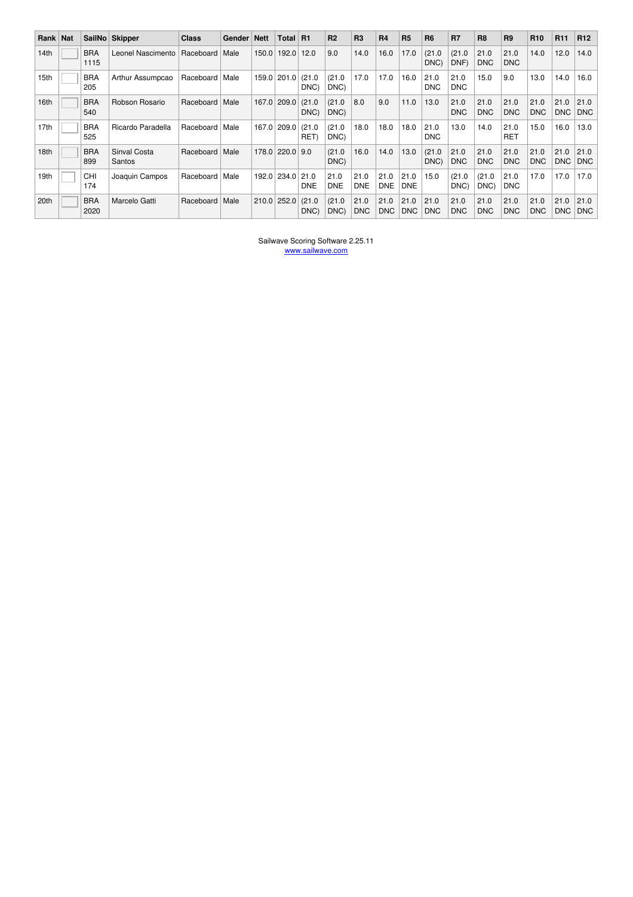| Rank | Nat | SailNo | Skipper | Class | Gender | Nett | Total | R1 | R2 | R3 | R4 | R5 | R6 | R7 | R8 | R9 | R10 | R11 | R12 |
|---|---|---|---|---|---|---|---|---|---|---|---|---|---|---|---|---|---|---|---|
| 14th | | BRA 1115 | Leonel Nascimento | Raceboard | Male | 150.0 | 192.0 | 12.0 | 9.0 | 14.0 | 16.0 | 17.0 | (21.0 DNC) | (21.0 DNF) | 21.0 DNC | 21.0 DNC | 14.0 | 12.0 | 14.0 |
| 15th | | BRA 205 | Arthur Assumpcao | Raceboard | Male | 159.0 | 201.0 | (21.0 DNC) | (21.0 DNC) | 17.0 | 17.0 | 16.0 | 21.0 DNC | 21.0 DNC | 15.0 | 9.0 | 13.0 | 14.0 | 16.0 |
| 16th | | BRA 540 | Robson Rosario | Raceboard | Male | 167.0 | 209.0 | (21.0 DNC) | (21.0 DNC) | 8.0 | 9.0 | 11.0 | 13.0 | 21.0 DNC | 21.0 DNC | 21.0 DNC | 21.0 DNC | 21.0 DNC | 21.0 DNC |
| 17th | | BRA 525 | Ricardo Paradella | Raceboard | Male | 167.0 | 209.0 | (21.0 RET) | (21.0 DNC) | 18.0 | 18.0 | 18.0 | 21.0 DNC | 13.0 | 14.0 | 21.0 RET | 15.0 | 16.0 | 13.0 |
| 18th | | BRA 899 | Sinval Costa Santos | Raceboard | Male | 178.0 | 220.0 | 9.0 | (21.0 DNC) | 16.0 | 14.0 | 13.0 | (21.0 DNC) | 21.0 DNC | 21.0 DNC | 21.0 DNC | 21.0 DNC | 21.0 DNC | 21.0 DNC |
| 19th | | CHI 174 | Joaquin Campos | Raceboard | Male | 192.0 | 234.0 | 21.0 DNE | 21.0 DNE | 21.0 DNE | 21.0 DNE | 21.0 DNE | 15.0 | (21.0 DNC) | (21.0 DNC) | 21.0 DNC | 17.0 | 17.0 | 17.0 |
| 20th | | BRA 2020 | Marcelo Gatti | Raceboard | Male | 210.0 | 252.0 | (21.0 DNC) | (21.0 DNC) | 21.0 DNC | 21.0 DNC | 21.0 DNC | 21.0 DNC | 21.0 DNC | 21.0 DNC | 21.0 DNC | 21.0 DNC | 21.0 DNC | 21.0 DNC |

Sailwave Scoring Software 2.25.11
www.sailwave.com